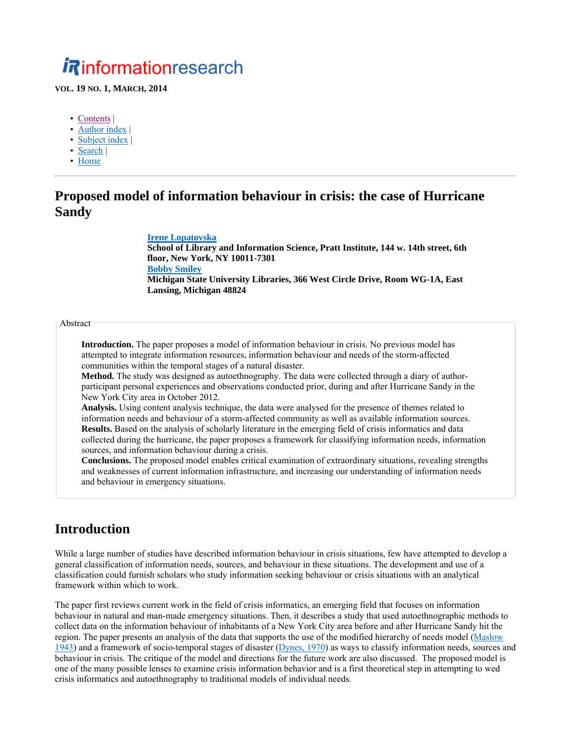# informationresearch

**VOL. 19 NO. 1, MARCH, 2014**

- Contents |
- Author index |
- Subject index |
- Search |
- Home

---

## Proposed model of information behaviour in crisis: the case of Hurricane Sandy

**Irene Lopatovska**
**School of Library and Information Science, Pratt Institute, 144 w. 14th street, 6th floor, New York, NY 10011-7301**
**Bobby Smiley**
**Michigan State University Libraries, 366 West Circle Drive, Room WG-1A, East Lansing, Michigan 48824**

Abstract

**Introduction.** The paper proposes a model of information behaviour in crisis. No previous model has attempted to integrate information resources, information behaviour and needs of the storm-affected communities within the temporal stages of a natural disaster.
**Method.** The study was designed as autoethnography. The data were collected through a diary of author-participant personal experiences and observations conducted prior, during and after Hurricane Sandy in the New York City area in October 2012.
**Analysis.** Using content analysis technique, the data were analysed for the presence of themes related to information needs and behaviour of a storm-affected community as well as available information sources.
**Results.** Based on the analysis of scholarly literature in the emerging field of crisis informatics and data collected during the hurricane, the paper proposes a framework for classifying information needs, information sources, and information behaviour during a crisis.
**Conclusions.** The proposed model enables critical examination of extraordinary situations, revealing strengths and weaknesses of current information infrastructure, and increasing our understanding of information needs and behaviour in emergency situations.

## Introduction

While a large number of studies have described information behaviour in crisis situations, few have attempted to develop a general classification of information needs, sources, and behaviour in these situations. The development and use of a classification could furnish scholars who study information seeking behaviour or crisis situations with an analytical framework within which to work.

The paper first reviews current work in the field of crisis informatics, an emerging field that focuses on information behaviour in natural and man-made emergency situations. Then, it describes a study that used autoethnographic methods to collect data on the information behaviour of inhabitants of a New York City area before and after Hurricane Sandy hit the region. The paper presents an analysis of the data that supports the use of the modified hierarchy of needs model (Maslow 1943) and a framework of socio-temporal stages of disaster (Dynes, 1970) as ways to classify information needs, sources and behaviour in crisis. The critique of the model and directions for the future work are also discussed. The proposed model is one of the many possible lenses to examine crisis information behavior and is a first theoretical step in attempting to wed crisis informatics and autoethnography to traditional models of individual needs.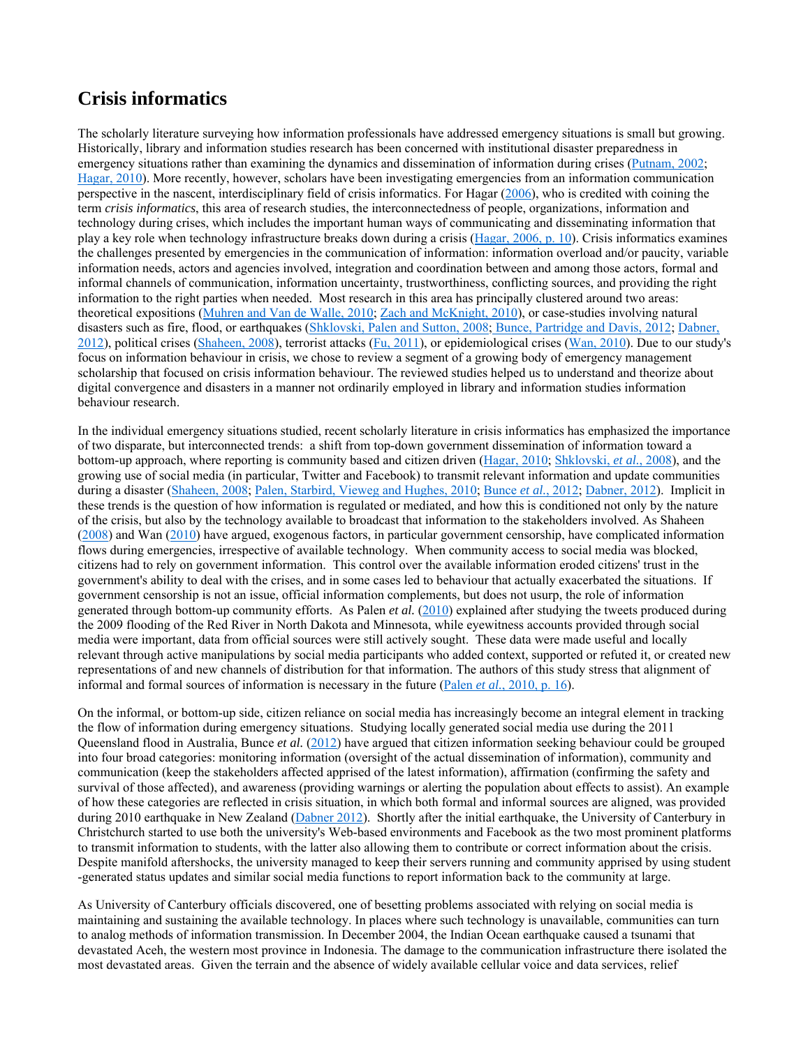## Crisis informatics

The scholarly literature surveying how information professionals have addressed emergency situations is small but growing. Historically, library and information studies research has been concerned with institutional disaster preparedness in emergency situations rather than examining the dynamics and dissemination of information during crises (Putnam, 2002; Hagar, 2010). More recently, however, scholars have been investigating emergencies from an information communication perspective in the nascent, interdisciplinary field of crisis informatics. For Hagar (2006), who is credited with coining the term *crisis informatics*, this area of research studies, the interconnectedness of people, organizations, information and technology during crises, which includes the important human ways of communicating and disseminating information that play a key role when technology infrastructure breaks down during a crisis (Hagar, 2006, p. 10). Crisis informatics examines the challenges presented by emergencies in the communication of information: information overload and/or paucity, variable information needs, actors and agencies involved, integration and coordination between and among those actors, formal and informal channels of communication, information uncertainty, trustworthiness, conflicting sources, and providing the right information to the right parties when needed. Most research in this area has principally clustered around two areas: theoretical expositions (Muhren and Van de Walle, 2010; Zach and McKnight, 2010), or case-studies involving natural disasters such as fire, flood, or earthquakes (Shklovski, Palen and Sutton, 2008; Bunce, Partridge and Davis, 2012; Dabner, 2012), political crises (Shaheen, 2008), terrorist attacks (Fu, 2011), or epidemiological crises (Wan, 2010). Due to our study's focus on information behaviour in crisis, we chose to review a segment of a growing body of emergency management scholarship that focused on crisis information behaviour. The reviewed studies helped us to understand and theorize about digital convergence and disasters in a manner not ordinarily employed in library and information studies information behaviour research.

In the individual emergency situations studied, recent scholarly literature in crisis informatics has emphasized the importance of two disparate, but interconnected trends: a shift from top-down government dissemination of information toward a bottom-up approach, where reporting is community based and citizen driven (Hagar, 2010; Shklovski, *et al.*, 2008), and the growing use of social media (in particular, Twitter and Facebook) to transmit relevant information and update communities during a disaster (Shaheen, 2008; Palen, Starbird, Vieweg and Hughes, 2010; Bunce *et al.*, 2012; Dabner, 2012). Implicit in these trends is the question of how information is regulated or mediated, and how this is conditioned not only by the nature of the crisis, but also by the technology available to broadcast that information to the stakeholders involved. As Shaheen (2008) and Wan (2010) have argued, exogenous factors, in particular government censorship, have complicated information flows during emergencies, irrespective of available technology. When community access to social media was blocked, citizens had to rely on government information. This control over the available information eroded citizens' trust in the government's ability to deal with the crises, and in some cases led to behaviour that actually exacerbated the situations. If government censorship is not an issue, official information complements, but does not usurp, the role of information generated through bottom-up community efforts. As Palen *et al.* (2010) explained after studying the tweets produced during the 2009 flooding of the Red River in North Dakota and Minnesota, while eyewitness accounts provided through social media were important, data from official sources were still actively sought. These data were made useful and locally relevant through active manipulations by social media participants who added context, supported or refuted it, or created new representations of and new channels of distribution for that information. The authors of this study stress that alignment of informal and formal sources of information is necessary in the future (Palen *et al.*, 2010, p. 16).

On the informal, or bottom-up side, citizen reliance on social media has increasingly become an integral element in tracking the flow of information during emergency situations. Studying locally generated social media use during the 2011 Queensland flood in Australia, Bunce *et al.* (2012) have argued that citizen information seeking behaviour could be grouped into four broad categories: monitoring information (oversight of the actual dissemination of information), community and communication (keep the stakeholders affected apprised of the latest information), affirmation (confirming the safety and survival of those affected), and awareness (providing warnings or alerting the population about effects to assist). An example of how these categories are reflected in crisis situation, in which both formal and informal sources are aligned, was provided during 2010 earthquake in New Zealand (Dabner 2012). Shortly after the initial earthquake, the University of Canterbury in Christchurch started to use both the university's Web-based environments and Facebook as the two most prominent platforms to transmit information to students, with the latter also allowing them to contribute or correct information about the crisis. Despite manifold aftershocks, the university managed to keep their servers running and community apprised by using student -generated status updates and similar social media functions to report information back to the community at large.

As University of Canterbury officials discovered, one of besetting problems associated with relying on social media is maintaining and sustaining the available technology. In places where such technology is unavailable, communities can turn to analog methods of information transmission. In December 2004, the Indian Ocean earthquake caused a tsunami that devastated Aceh, the western most province in Indonesia. The damage to the communication infrastructure there isolated the most devastated areas. Given the terrain and the absence of widely available cellular voice and data services, relief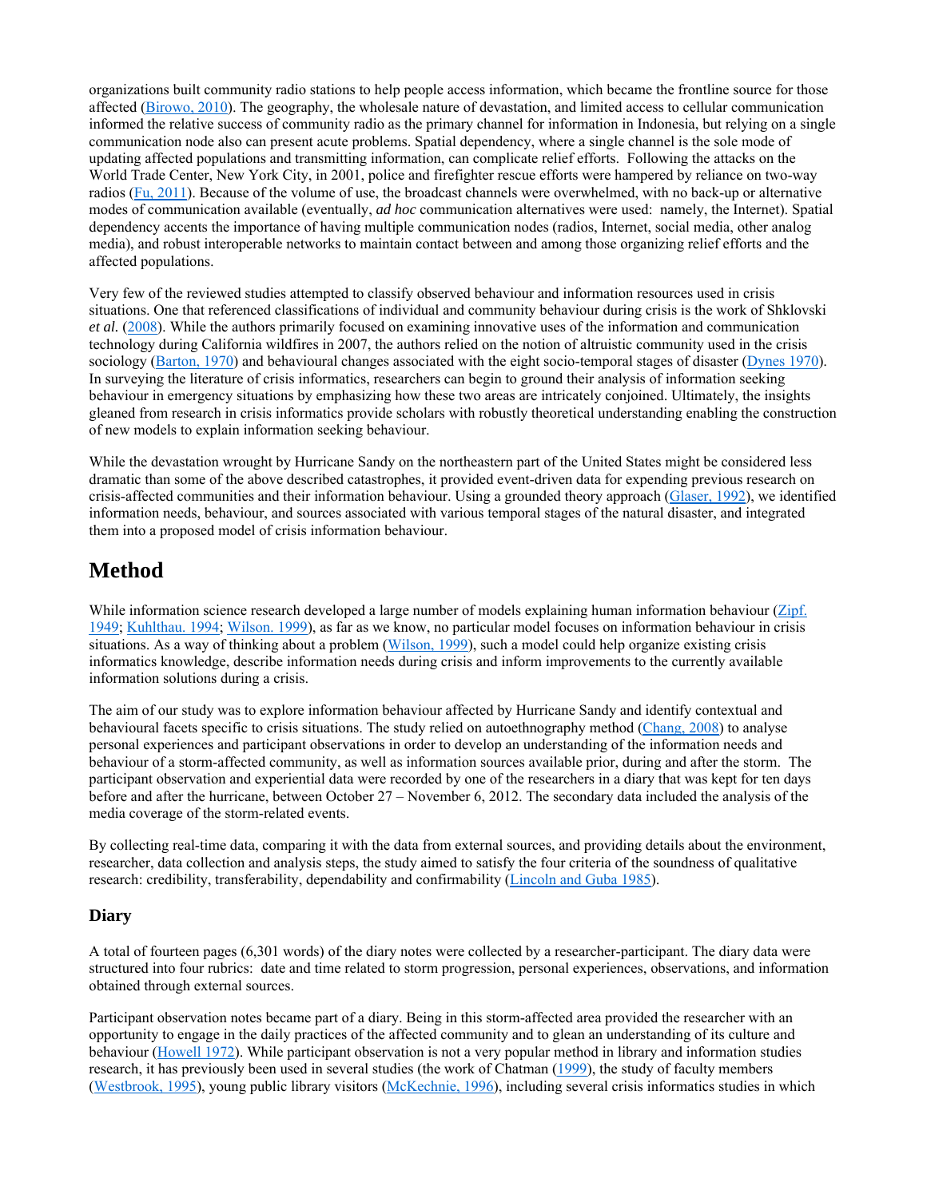organizations built community radio stations to help people access information, which became the frontline source for those affected (Birowo, 2010). The geography, the wholesale nature of devastation, and limited access to cellular communication informed the relative success of community radio as the primary channel for information in Indonesia, but relying on a single communication node also can present acute problems. Spatial dependency, where a single channel is the sole mode of updating affected populations and transmitting information, can complicate relief efforts. Following the attacks on the World Trade Center, New York City, in 2001, police and firefighter rescue efforts were hampered by reliance on two-way radios (Fu, 2011). Because of the volume of use, the broadcast channels were overwhelmed, with no back-up or alternative modes of communication available (eventually, *ad hoc* communication alternatives were used: namely, the Internet). Spatial dependency accents the importance of having multiple communication nodes (radios, Internet, social media, other analog media), and robust interoperable networks to maintain contact between and among those organizing relief efforts and the affected populations.

Very few of the reviewed studies attempted to classify observed behaviour and information resources used in crisis situations. One that referenced classifications of individual and community behaviour during crisis is the work of Shklovski *et al.* (2008). While the authors primarily focused on examining innovative uses of the information and communication technology during California wildfires in 2007, the authors relied on the notion of altruistic community used in the crisis sociology (Barton, 1970) and behavioural changes associated with the eight socio-temporal stages of disaster (Dynes 1970). In surveying the literature of crisis informatics, researchers can begin to ground their analysis of information seeking behaviour in emergency situations by emphasizing how these two areas are intricately conjoined. Ultimately, the insights gleaned from research in crisis informatics provide scholars with robustly theoretical understanding enabling the construction of new models to explain information seeking behaviour.

While the devastation wrought by Hurricane Sandy on the northeastern part of the United States might be considered less dramatic than some of the above described catastrophes, it provided event-driven data for expending previous research on crisis-affected communities and their information behaviour. Using a grounded theory approach (Glaser, 1992), we identified information needs, behaviour, and sources associated with various temporal stages of the natural disaster, and integrated them into a proposed model of crisis information behaviour.

# Method

While information science research developed a large number of models explaining human information behaviour (Zipf. 1949; Kuhlthau. 1994; Wilson. 1999), as far as we know, no particular model focuses on information behaviour in crisis situations. As a way of thinking about a problem (Wilson, 1999), such a model could help organize existing crisis informatics knowledge, describe information needs during crisis and inform improvements to the currently available information solutions during a crisis.

The aim of our study was to explore information behaviour affected by Hurricane Sandy and identify contextual and behavioural facets specific to crisis situations. The study relied on autoethnography method (Chang, 2008) to analyse personal experiences and participant observations in order to develop an understanding of the information needs and behaviour of a storm-affected community, as well as information sources available prior, during and after the storm. The participant observation and experiential data were recorded by one of the researchers in a diary that was kept for ten days before and after the hurricane, between October 27 – November 6, 2012. The secondary data included the analysis of the media coverage of the storm-related events.

By collecting real-time data, comparing it with the data from external sources, and providing details about the environment, researcher, data collection and analysis steps, the study aimed to satisfy the four criteria of the soundness of qualitative research: credibility, transferability, dependability and confirmability (Lincoln and Guba 1985).

## Diary

A total of fourteen pages (6,301 words) of the diary notes were collected by a researcher-participant. The diary data were structured into four rubrics: date and time related to storm progression, personal experiences, observations, and information obtained through external sources.

Participant observation notes became part of a diary. Being in this storm-affected area provided the researcher with an opportunity to engage in the daily practices of the affected community and to glean an understanding of its culture and behaviour (Howell 1972). While participant observation is not a very popular method in library and information studies research, it has previously been used in several studies (the work of Chatman (1999), the study of faculty members (Westbrook, 1995), young public library visitors (McKechnie, 1996), including several crisis informatics studies in which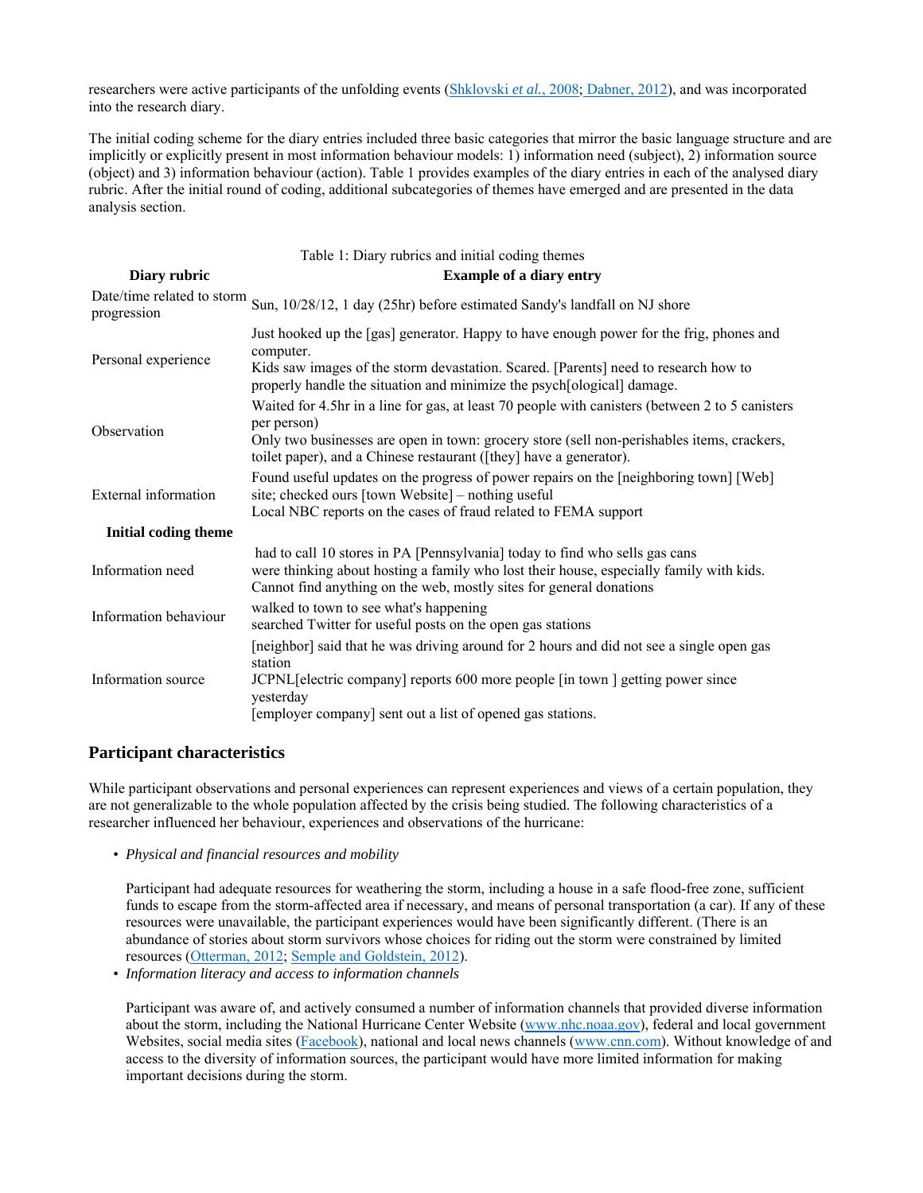researchers were active participants of the unfolding events (Shklovski *et al.*, 2008; Dabner, 2012), and was incorporated into the research diary.

The initial coding scheme for the diary entries included three basic categories that mirror the basic language structure and are implicitly or explicitly present in most information behaviour models: 1) information need (subject), 2) information source (object) and 3) information behaviour (action). Table 1 provides examples of the diary entries in each of the analysed diary rubric. After the initial round of coding, additional subcategories of themes have emerged and are presented in the data analysis section.

Table 1: Diary rubrics and initial coding themes

| Diary rubric | Example of a diary entry |
|---|---|
| Date/time related to storm progression | Sun, 10/28/12, 1 day (25hr) before estimated Sandy's landfall on NJ shore |
| Personal experience | Just hooked up the [gas] generator. Happy to have enough power for the frig, phones and computer.<br>Kids saw images of the storm devastation. Scared. [Parents] need to research how to properly handle the situation and minimize the psych[ological] damage. |
| Observation | Waited for 4.5hr in a line for gas, at least 70 people with canisters (between 2 to 5 canisters per person)<br>Only two businesses are open in town: grocery store (sell non-perishables items, crackers, toilet paper), and a Chinese restaurant ([they] have a generator). |
| External information | Found useful updates on the progress of power repairs on the [neighboring town] [Web] site; checked ours [town Website] – nothing useful<br>Local NBC reports on the cases of fraud related to FEMA support |
| **Initial coding theme** | |
| Information need | had to call 10 stores in PA [Pennsylvania] today to find who sells gas cans<br>were thinking about hosting a family who lost their house, especially family with kids. Cannot find anything on the web, mostly sites for general donations |
| Information behaviour | walked to town to see what's happening<br>searched Twitter for useful posts on the open gas stations |
| Information source | [neighbor] said that he was driving around for 2 hours and did not see a single open gas station<br>JCPNL[electric company] reports 600 more people [in town ] getting power since yesterday<br>[employer company] sent out a list of opened gas stations. |

## Participant characteristics

While participant observations and personal experiences can represent experiences and views of a certain population, they are not generalizable to the whole population affected by the crisis being studied. The following characteristics of a researcher influenced her behaviour, experiences and observations of the hurricane:

- *Physical and financial resources and mobility*

  Participant had adequate resources for weathering the storm, including a house in a safe flood-free zone, sufficient funds to escape from the storm-affected area if necessary, and means of personal transportation (a car). If any of these resources were unavailable, the participant experiences would have been significantly different. (There is an abundance of stories about storm survivors whose choices for riding out the storm were constrained by limited resources (Otterman, 2012; Semple and Goldstein, 2012).

- *Information literacy and access to information channels*

  Participant was aware of, and actively consumed a number of information channels that provided diverse information about the storm, including the National Hurricane Center Website (www.nhc.noaa.gov), federal and local government Websites, social media sites (Facebook), national and local news channels (www.cnn.com). Without knowledge of and access to the diversity of information sources, the participant would have more limited information for making important decisions during the storm.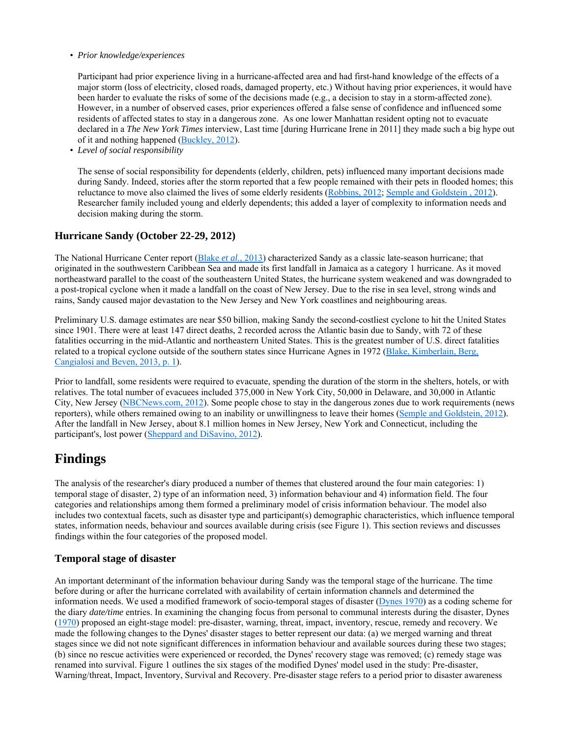- *Prior knowledge/experiences*

  Participant had prior experience living in a hurricane-affected area and had first-hand knowledge of the effects of a major storm (loss of electricity, closed roads, damaged property, etc.) Without having prior experiences, it would have been harder to evaluate the risks of some of the decisions made (e.g., a decision to stay in a storm-affected zone). However, in a number of observed cases, prior experiences offered a false sense of confidence and influenced some residents of affected states to stay in a dangerous zone. As one lower Manhattan resident opting not to evacuate declared in a *The New York Times* interview, Last time [during Hurricane Irene in 2011] they made such a big hype out of it and nothing happened (Buckley, 2012).

- *Level of social responsibility*

  The sense of social responsibility for dependents (elderly, children, pets) influenced many important decisions made during Sandy. Indeed, stories after the storm reported that a few people remained with their pets in flooded homes; this reluctance to move also claimed the lives of some elderly residents (Robbins, 2012; Semple and Goldstein , 2012). Researcher family included young and elderly dependents; this added a layer of complexity to information needs and decision making during the storm.

### Hurricane Sandy (October 22-29, 2012)

The National Hurricane Center report (Blake *et al.*, 2013) characterized Sandy as a classic late-season hurricane; that originated in the southwestern Caribbean Sea and made its first landfall in Jamaica as a category 1 hurricane. As it moved northeastward parallel to the coast of the southeastern United States, the hurricane system weakened and was downgraded to a post-tropical cyclone when it made a landfall on the coast of New Jersey. Due to the rise in sea level, strong winds and rains, Sandy caused major devastation to the New Jersey and New York coastlines and neighbouring areas.

Preliminary U.S. damage estimates are near $50 billion, making Sandy the second-costliest cyclone to hit the United States since 1901. There were at least 147 direct deaths, 2 recorded across the Atlantic basin due to Sandy, with 72 of these fatalities occurring in the mid-Atlantic and northeastern United States. This is the greatest number of U.S. direct fatalities related to a tropical cyclone outside of the southern states since Hurricane Agnes in 1972 (Blake, Kimberlain, Berg, Cangialosi and Beven, 2013, p. 1).

Prior to landfall, some residents were required to evacuate, spending the duration of the storm in the shelters, hotels, or with relatives. The total number of evacuees included 375,000 in New York City, 50,000 in Delaware, and 30,000 in Atlantic City, New Jersey (NBCNews.com, 2012). Some people chose to stay in the dangerous zones due to work requirements (news reporters), while others remained owing to an inability or unwillingness to leave their homes (Semple and Goldstein, 2012). After the landfall in New Jersey, about 8.1 million homes in New Jersey, New York and Connecticut, including the participant's, lost power (Sheppard and DiSavino, 2012).

## Findings

The analysis of the researcher's diary produced a number of themes that clustered around the four main categories: 1) temporal stage of disaster, 2) type of an information need, 3) information behaviour and 4) information field. The four categories and relationships among them formed a preliminary model of crisis information behaviour. The model also includes two contextual facets, such as disaster type and participant(s) demographic characteristics, which influence temporal states, information needs, behaviour and sources available during crisis (see Figure 1). This section reviews and discusses findings within the four categories of the proposed model.

### Temporal stage of disaster

An important determinant of the information behaviour during Sandy was the temporal stage of the hurricane. The time before during or after the hurricane correlated with availability of certain information channels and determined the information needs. We used a modified framework of socio-temporal stages of disaster (Dynes 1970) as a coding scheme for the diary *date/time* entries. In examining the changing focus from personal to communal interests during the disaster, Dynes (1970) proposed an eight-stage model: pre-disaster, warning, threat, impact, inventory, rescue, remedy and recovery. We made the following changes to the Dynes' disaster stages to better represent our data: (a) we merged warning and threat stages since we did not note significant differences in information behaviour and available sources during these two stages; (b) since no rescue activities were experienced or recorded, the Dynes' recovery stage was removed; (c) remedy stage was renamed into survival. Figure 1 outlines the six stages of the modified Dynes' model used in the study: Pre-disaster, Warning/threat, Impact, Inventory, Survival and Recovery. Pre-disaster stage refers to a period prior to disaster awareness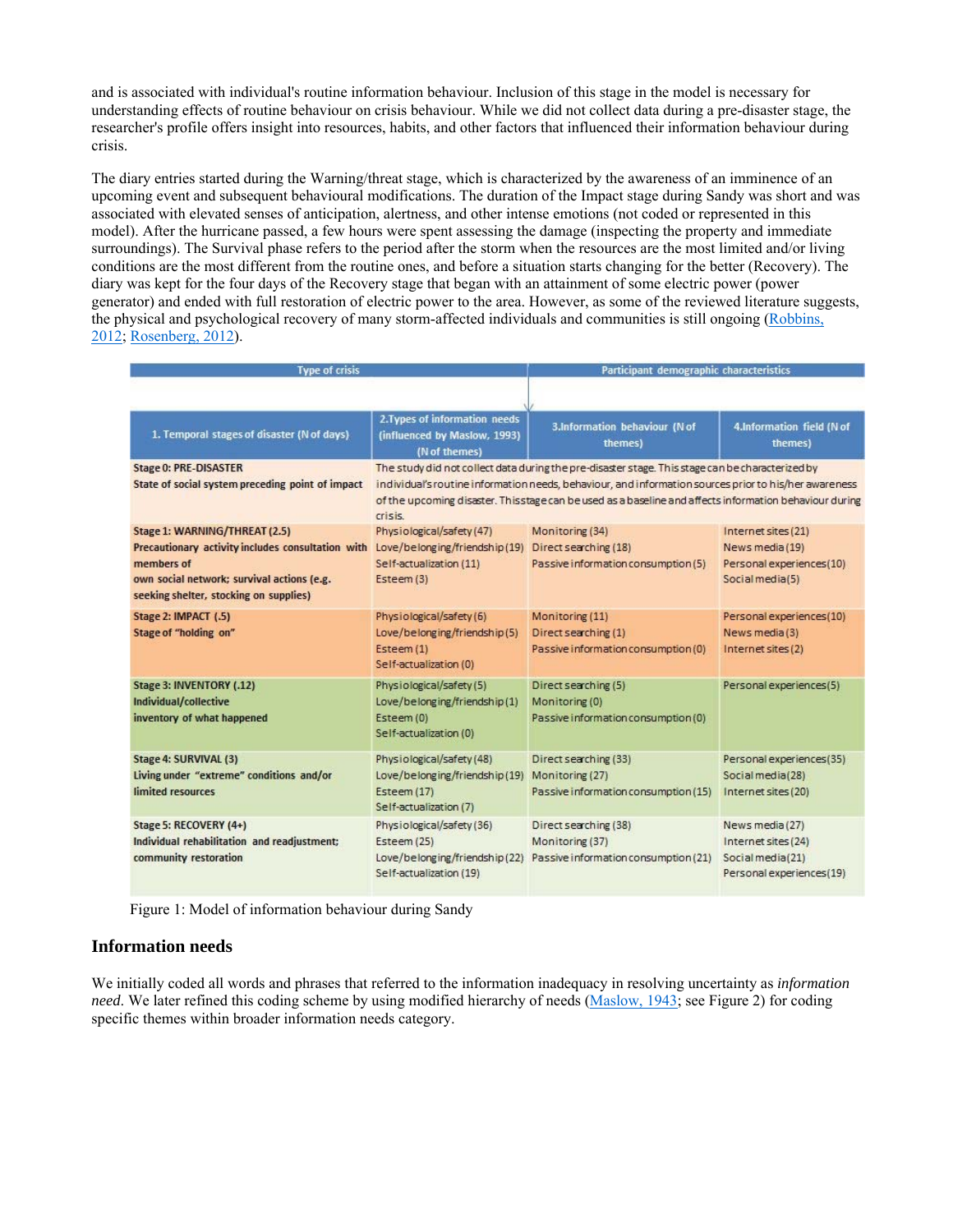and is associated with individual's routine information behaviour. Inclusion of this stage in the model is necessary for understanding effects of routine behaviour on crisis behaviour. While we did not collect data during a pre-disaster stage, the researcher's profile offers insight into resources, habits, and other factors that influenced their information behaviour during crisis.

The diary entries started during the Warning/threat stage, which is characterized by the awareness of an imminence of an upcoming event and subsequent behavioural modifications. The duration of the Impact stage during Sandy was short and was associated with elevated senses of anticipation, alertness, and other intense emotions (not coded or represented in this model). After the hurricane passed, a few hours were spent assessing the damage (inspecting the property and immediate surroundings). The Survival phase refers to the period after the storm when the resources are the most limited and/or living conditions are the most different from the routine ones, and before a situation starts changing for the better (Recovery). The diary was kept for the four days of the Recovery stage that began with an attainment of some electric power (power generator) and ended with full restoration of electric power to the area. However, as some of the reviewed literature suggests, the physical and psychological recovery of many storm-affected individuals and communities is still ongoing (Robbins, 2012; Rosenberg, 2012).

| Type of crisis | | Participant demographic characteristics | |
|---|---|---|---|
| **1. Temporal stages of disaster (N of days)** | **2. Types of information needs (influenced by Maslow, 1993) (N of themes)** | **3. Information behaviour (N of themes)** | **4. Information field (N of themes)** |
| **Stage 0: PRE-DISASTER**<br>**State of social system preceding point of impact** | The study did not collect data during the pre-disaster stage. This stage can be characterized by individual's routine information needs, behaviour, and information sources prior to his/her awareness of the upcoming disaster. This stage can be used as a baseline and affects information behaviour during crisis. | | |
| **Stage 1: WARNING/THREAT (2.5)**<br>**Precautionary activity includes consultation with members of own social network; survival actions (e.g. seeking shelter, stocking on supplies)** | Physiological/safety (47)<br>Love/belonging/friendship (19)<br>Self-actualization (11)<br>Esteem (3) | Monitoring (34)<br>Direct searching (18)<br>Passive information consumption (5) | Internet sites (21)<br>News media (19)<br>Personal experiences (10)<br>Social media (5) |
| **Stage 2: IMPACT (.5)**<br>**Stage of "holding on"** | Physiological/safety (6)<br>Love/belonging/friendship (5)<br>Esteem (1)<br>Self-actualization (0) | Monitoring (11)<br>Direct searching (1)<br>Passive information consumption (0) | Personal experiences (10)<br>News media (3)<br>Internet sites (2) |
| **Stage 3: INVENTORY (.12)**<br>**Individual/collective inventory of what happened** | Physiological/safety (5)<br>Love/belonging/friendship (1)<br>Esteem (0)<br>Self-actualization (0) | Direct searching (5)<br>Monitoring (0)<br>Passive information consumption (0) | Personal experiences (5) |
| **Stage 4: SURVIVAL (3)**<br>**Living under "extreme" conditions and/or limited resources** | Physiological/safety (48)<br>Love/belonging/friendship (19)<br>Esteem (17)<br>Self-actualization (7) | Direct searching (33)<br>Monitoring (27)<br>Passive information consumption (15) | Personal experiences (35)<br>Social media (28)<br>Internet sites (20) |
| **Stage 5: RECOVERY (4+)**<br>**Individual rehabilitation and readjustment; community restoration** | Physiological/safety (36)<br>Esteem (25)<br>Love/belonging/friendship (22)<br>Self-actualization (19) | Direct searching (38)<br>Monitoring (37)<br>Passive information consumption (21) | News media (27)<br>Internet sites (24)<br>Social media (21)<br>Personal experiences (19) |

Figure 1: Model of information behaviour during Sandy

## Information needs

We initially coded all words and phrases that referred to the information inadequacy in resolving uncertainty as *information need*. We later refined this coding scheme by using modified hierarchy of needs (Maslow, 1943; see Figure 2) for coding specific themes within broader information needs category.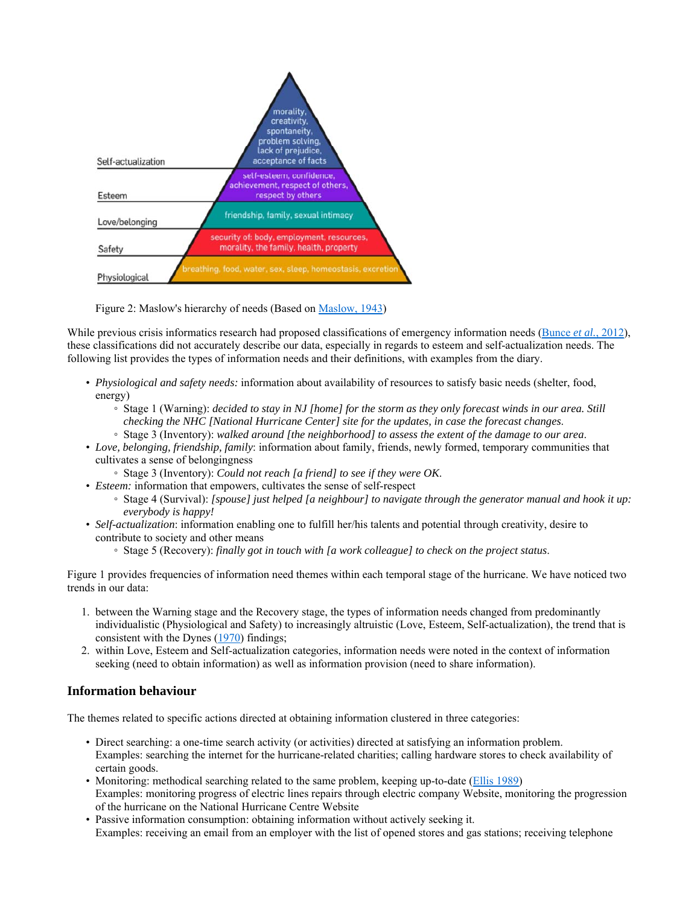Figure 2: Maslow's hierarchy of needs (Based on Maslow, 1943)

While previous crisis informatics research had proposed classifications of emergency information needs (Bunce *et al.*, 2012), these classifications did not accurately describe our data, especially in regards to esteem and self-actualization needs. The following list provides the types of information needs and their definitions, with examples from the diary.

- *Physiological and safety needs:* information about availability of resources to satisfy basic needs (shelter, food, energy)
    - Stage 1 (Warning): *decided to stay in NJ [home] for the storm as they only forecast winds in our area. Still checking the NHC [National Hurricane Center] site for the updates, in case the forecast changes.*
    - Stage 3 (Inventory): *walked around [the neighborhood] to assess the extent of the damage to our area*.
- *Love, belonging, friendship, family*: information about family, friends, newly formed, temporary communities that cultivates a sense of belongingness
    - Stage 3 (Inventory): *Could not reach [a friend] to see if they were OK.*
- *Esteem:* information that empowers, cultivates the sense of self-respect
    - Stage 4 (Survival): *[spouse] just helped [a neighbour] to navigate through the generator manual and hook it up: everybody is happy!*
- *Self-actualization*: information enabling one to fulfill her/his talents and potential through creativity, desire to contribute to society and other means
    - Stage 5 (Recovery): *finally got in touch with [a work colleague] to check on the project status*.

Figure 1 provides frequencies of information need themes within each temporal stage of the hurricane. We have noticed two trends in our data:

1. between the Warning stage and the Recovery stage, the types of information needs changed from predominantly individualistic (Physiological and Safety) to increasingly altruistic (Love, Esteem, Self-actualization), the trend that is consistent with the Dynes (1970) findings;
2. within Love, Esteem and Self-actualization categories, information needs were noted in the context of information seeking (need to obtain information) as well as information provision (need to share information).

## Information behaviour

The themes related to specific actions directed at obtaining information clustered in three categories:

- Direct searching: a one-time search activity (or activities) directed at satisfying an information problem.
  Examples: searching the internet for the hurricane-related charities; calling hardware stores to check availability of certain goods.
- Monitoring: methodical searching related to the same problem, keeping up-to-date (Ellis 1989)
  Examples: monitoring progress of electric lines repairs through electric company Website, monitoring the progression of the hurricane on the National Hurricane Centre Website
- Passive information consumption: obtaining information without actively seeking it.
  Examples: receiving an email from an employer with the list of opened stores and gas stations; receiving telephone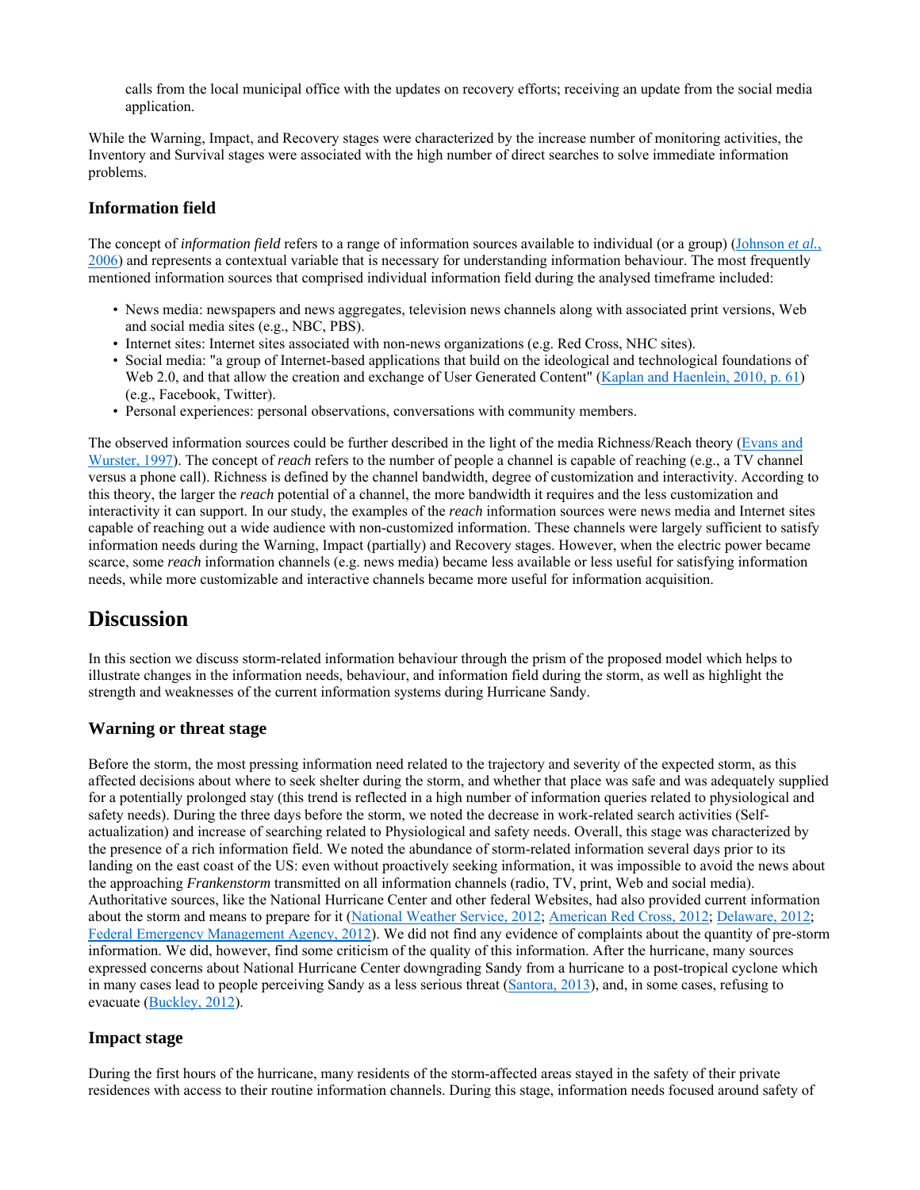calls from the local municipal office with the updates on recovery efforts; receiving an update from the social media application.

While the Warning, Impact, and Recovery stages were characterized by the increase number of monitoring activities, the Inventory and Survival stages were associated with the high number of direct searches to solve immediate information problems.

### Information field

The concept of *information field* refers to a range of information sources available to individual (or a group) (Johnson *et al.*, 2006) and represents a contextual variable that is necessary for understanding information behaviour. The most frequently mentioned information sources that comprised individual information field during the analysed timeframe included:

- News media: newspapers and news aggregates, television news channels along with associated print versions, Web and social media sites (e.g., NBC, PBS).
- Internet sites: Internet sites associated with non-news organizations (e.g. Red Cross, NHC sites).
- Social media: "a group of Internet-based applications that build on the ideological and technological foundations of Web 2.0, and that allow the creation and exchange of User Generated Content" (Kaplan and Haenlein, 2010, p. 61) (e.g., Facebook, Twitter).
- Personal experiences: personal observations, conversations with community members.

The observed information sources could be further described in the light of the media Richness/Reach theory (Evans and Wurster, 1997). The concept of *reach* refers to the number of people a channel is capable of reaching (e.g., a TV channel versus a phone call). Richness is defined by the channel bandwidth, degree of customization and interactivity. According to this theory, the larger the *reach* potential of a channel, the more bandwidth it requires and the less customization and interactivity it can support. In our study, the examples of the *reach* information sources were news media and Internet sites capable of reaching out a wide audience with non-customized information. These channels were largely sufficient to satisfy information needs during the Warning, Impact (partially) and Recovery stages. However, when the electric power became scarce, some *reach* information channels (e.g. news media) became less available or less useful for satisfying information needs, while more customizable and interactive channels became more useful for information acquisition.

## Discussion

In this section we discuss storm-related information behaviour through the prism of the proposed model which helps to illustrate changes in the information needs, behaviour, and information field during the storm, as well as highlight the strength and weaknesses of the current information systems during Hurricane Sandy.

### Warning or threat stage

Before the storm, the most pressing information need related to the trajectory and severity of the expected storm, as this affected decisions about where to seek shelter during the storm, and whether that place was safe and was adequately supplied for a potentially prolonged stay (this trend is reflected in a high number of information queries related to physiological and safety needs). During the three days before the storm, we noted the decrease in work-related search activities (Self-actualization) and increase of searching related to Physiological and safety needs. Overall, this stage was characterized by the presence of a rich information field. We noted the abundance of storm-related information several days prior to its landing on the east coast of the US: even without proactively seeking information, it was impossible to avoid the news about the approaching *Frankenstorm* transmitted on all information channels (radio, TV, print, Web and social media). Authoritative sources, like the National Hurricane Center and other federal Websites, had also provided current information about the storm and means to prepare for it (National Weather Service, 2012; American Red Cross, 2012; Delaware, 2012; Federal Emergency Management Agency, 2012). We did not find any evidence of complaints about the quantity of pre-storm information. We did, however, find some criticism of the quality of this information. After the hurricane, many sources expressed concerns about National Hurricane Center downgrading Sandy from a hurricane to a post-tropical cyclone which in many cases lead to people perceiving Sandy as a less serious threat (Santora, 2013), and, in some cases, refusing to evacuate (Buckley, 2012).

### Impact stage

During the first hours of the hurricane, many residents of the storm-affected areas stayed in the safety of their private residences with access to their routine information channels. During this stage, information needs focused around safety of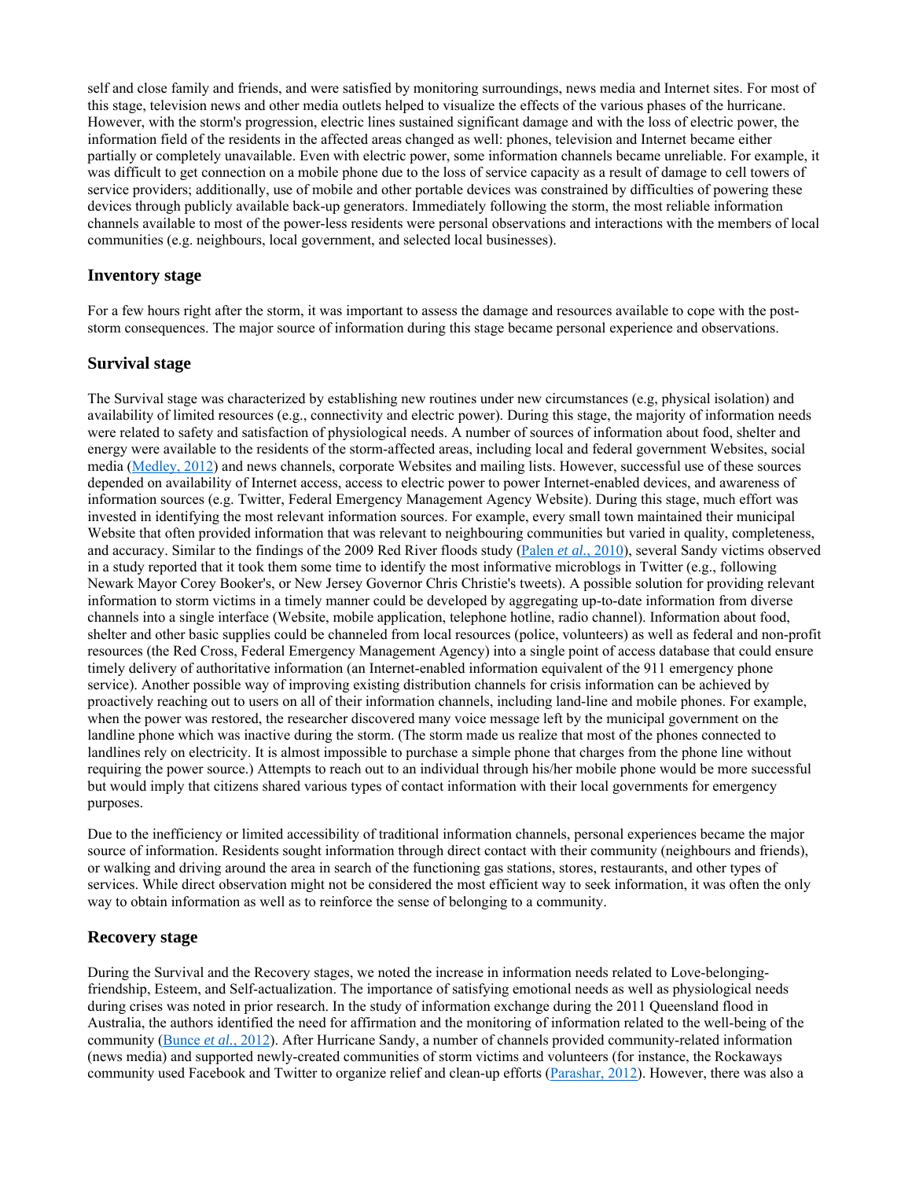self and close family and friends, and were satisfied by monitoring surroundings, news media and Internet sites. For most of this stage, television news and other media outlets helped to visualize the effects of the various phases of the hurricane. However, with the storm's progression, electric lines sustained significant damage and with the loss of electric power, the information field of the residents in the affected areas changed as well: phones, television and Internet became either partially or completely unavailable. Even with electric power, some information channels became unreliable. For example, it was difficult to get connection on a mobile phone due to the loss of service capacity as a result of damage to cell towers of service providers; additionally, use of mobile and other portable devices was constrained by difficulties of powering these devices through publicly available back-up generators. Immediately following the storm, the most reliable information channels available to most of the power-less residents were personal observations and interactions with the members of local communities (e.g. neighbours, local government, and selected local businesses).

### Inventory stage

For a few hours right after the storm, it was important to assess the damage and resources available to cope with the post-storm consequences. The major source of information during this stage became personal experience and observations.

### Survival stage

The Survival stage was characterized by establishing new routines under new circumstances (e.g, physical isolation) and availability of limited resources (e.g., connectivity and electric power). During this stage, the majority of information needs were related to safety and satisfaction of physiological needs. A number of sources of information about food, shelter and energy were available to the residents of the storm-affected areas, including local and federal government Websites, social media (Medley, 2012) and news channels, corporate Websites and mailing lists. However, successful use of these sources depended on availability of Internet access, access to electric power to power Internet-enabled devices, and awareness of information sources (e.g. Twitter, Federal Emergency Management Agency Website). During this stage, much effort was invested in identifying the most relevant information sources. For example, every small town maintained their municipal Website that often provided information that was relevant to neighbouring communities but varied in quality, completeness, and accuracy. Similar to the findings of the 2009 Red River floods study (Palen *et al.*, 2010), several Sandy victims observed in a study reported that it took them some time to identify the most informative microblogs in Twitter (e.g., following Newark Mayor Corey Booker's, or New Jersey Governor Chris Christie's tweets). A possible solution for providing relevant information to storm victims in a timely manner could be developed by aggregating up-to-date information from diverse channels into a single interface (Website, mobile application, telephone hotline, radio channel). Information about food, shelter and other basic supplies could be channeled from local resources (police, volunteers) as well as federal and non-profit resources (the Red Cross, Federal Emergency Management Agency) into a single point of access database that could ensure timely delivery of authoritative information (an Internet-enabled information equivalent of the 911 emergency phone service). Another possible way of improving existing distribution channels for crisis information can be achieved by proactively reaching out to users on all of their information channels, including land-line and mobile phones. For example, when the power was restored, the researcher discovered many voice message left by the municipal government on the landline phone which was inactive during the storm. (The storm made us realize that most of the phones connected to landlines rely on electricity. It is almost impossible to purchase a simple phone that charges from the phone line without requiring the power source.) Attempts to reach out to an individual through his/her mobile phone would be more successful but would imply that citizens shared various types of contact information with their local governments for emergency purposes.

Due to the inefficiency or limited accessibility of traditional information channels, personal experiences became the major source of information. Residents sought information through direct contact with their community (neighbours and friends), or walking and driving around the area in search of the functioning gas stations, stores, restaurants, and other types of services. While direct observation might not be considered the most efficient way to seek information, it was often the only way to obtain information as well as to reinforce the sense of belonging to a community.

### Recovery stage

During the Survival and the Recovery stages, we noted the increase in information needs related to Love-belonging-friendship, Esteem, and Self-actualization. The importance of satisfying emotional needs as well as physiological needs during crises was noted in prior research. In the study of information exchange during the 2011 Queensland flood in Australia, the authors identified the need for affirmation and the monitoring of information related to the well-being of the community (Bunce *et al.*, 2012). After Hurricane Sandy, a number of channels provided community-related information (news media) and supported newly-created communities of storm victims and volunteers (for instance, the Rockaways community used Facebook and Twitter to organize relief and clean-up efforts (Parashar, 2012). However, there was also a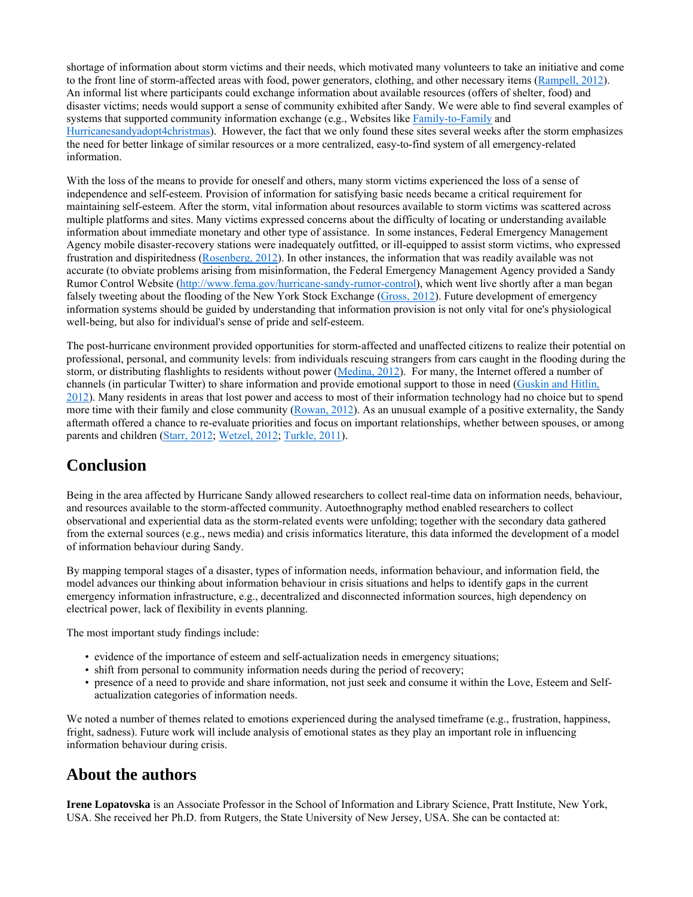shortage of information about storm victims and their needs, which motivated many volunteers to take an initiative and come to the front line of storm-affected areas with food, power generators, clothing, and other necessary items (Rampell, 2012). An informal list where participants could exchange information about available resources (offers of shelter, food) and disaster victims; needs would support a sense of community exhibited after Sandy. We were able to find several examples of systems that supported community information exchange (e.g., Websites like Family-to-Family and Hurricanesandyadopt4christmas). However, the fact that we only found these sites several weeks after the storm emphasizes the need for better linkage of similar resources or a more centralized, easy-to-find system of all emergency-related information.

With the loss of the means to provide for oneself and others, many storm victims experienced the loss of a sense of independence and self-esteem. Provision of information for satisfying basic needs became a critical requirement for maintaining self-esteem. After the storm, vital information about resources available to storm victims was scattered across multiple platforms and sites. Many victims expressed concerns about the difficulty of locating or understanding available information about immediate monetary and other type of assistance. In some instances, Federal Emergency Management Agency mobile disaster-recovery stations were inadequately outfitted, or ill-equipped to assist storm victims, who expressed frustration and dispiritedness (Rosenberg, 2012). In other instances, the information that was readily available was not accurate (to obviate problems arising from misinformation, the Federal Emergency Management Agency provided a Sandy Rumor Control Website (http://www.fema.gov/hurricane-sandy-rumor-control), which went live shortly after a man began falsely tweeting about the flooding of the New York Stock Exchange (Gross, 2012). Future development of emergency information systems should be guided by understanding that information provision is not only vital for one's physiological well-being, but also for individual's sense of pride and self-esteem.

The post-hurricane environment provided opportunities for storm-affected and unaffected citizens to realize their potential on professional, personal, and community levels: from individuals rescuing strangers from cars caught in the flooding during the storm, or distributing flashlights to residents without power (Medina, 2012). For many, the Internet offered a number of channels (in particular Twitter) to share information and provide emotional support to those in need (Guskin and Hitlin, 2012). Many residents in areas that lost power and access to most of their information technology had no choice but to spend more time with their family and close community (Rowan, 2012). As an unusual example of a positive externality, the Sandy aftermath offered a chance to re-evaluate priorities and focus on important relationships, whether between spouses, or among parents and children (Starr, 2012; Wetzel, 2012; Turkle, 2011).

## Conclusion

Being in the area affected by Hurricane Sandy allowed researchers to collect real-time data on information needs, behaviour, and resources available to the storm-affected community. Autoethnography method enabled researchers to collect observational and experiential data as the storm-related events were unfolding; together with the secondary data gathered from the external sources (e.g., news media) and crisis informatics literature, this data informed the development of a model of information behaviour during Sandy.

By mapping temporal stages of a disaster, types of information needs, information behaviour, and information field, the model advances our thinking about information behaviour in crisis situations and helps to identify gaps in the current emergency information infrastructure, e.g., decentralized and disconnected information sources, high dependency on electrical power, lack of flexibility in events planning.

The most important study findings include:

- evidence of the importance of esteem and self-actualization needs in emergency situations;
- shift from personal to community information needs during the period of recovery;
- presence of a need to provide and share information, not just seek and consume it within the Love, Esteem and Self-actualization categories of information needs.

We noted a number of themes related to emotions experienced during the analysed timeframe (e.g., frustration, happiness, fright, sadness). Future work will include analysis of emotional states as they play an important role in influencing information behaviour during crisis.

## About the authors

**Irene Lopatovska** is an Associate Professor in the School of Information and Library Science, Pratt Institute, New York, USA. She received her Ph.D. from Rutgers, the State University of New Jersey, USA. She can be contacted at: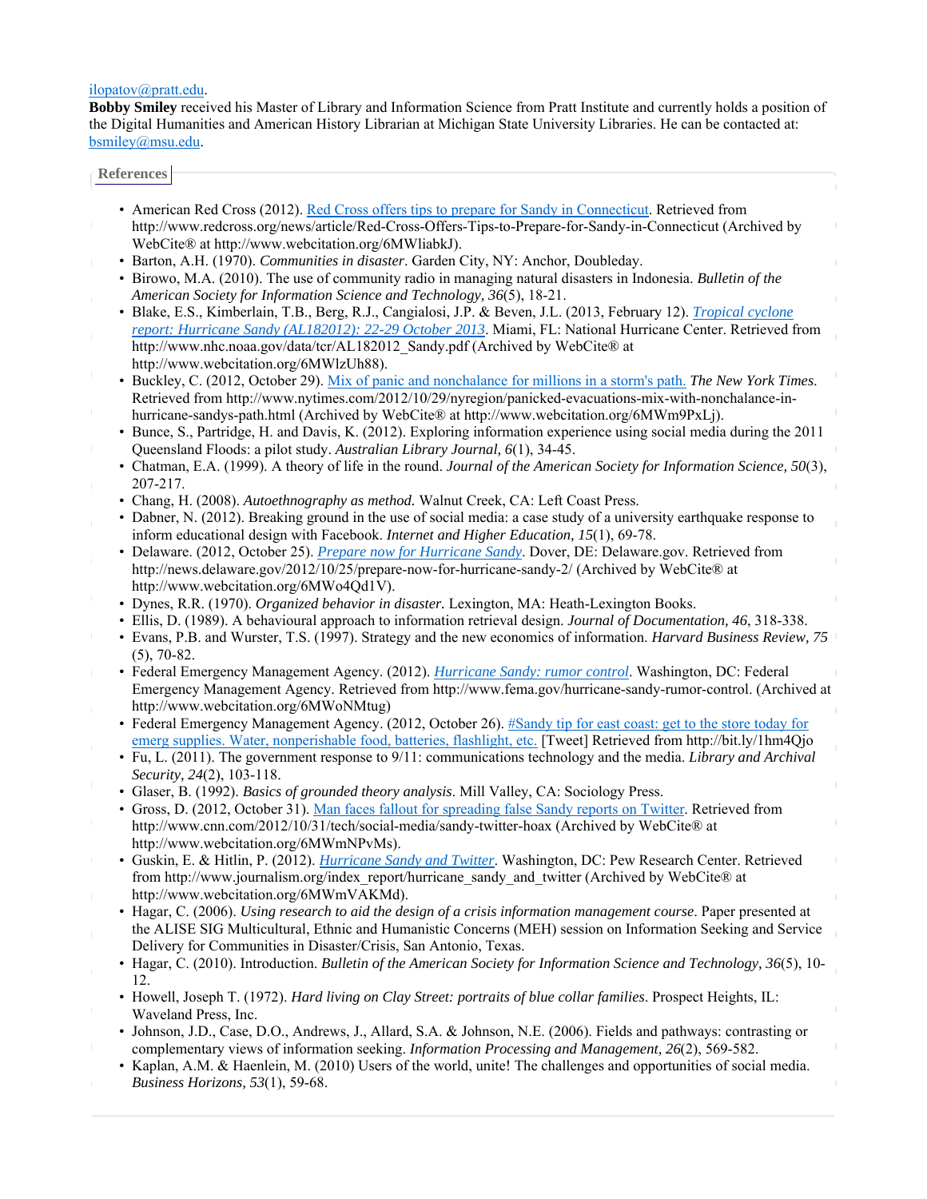[ilopatov@pratt.edu](mailto:ilopatov@pratt.edu).

**Bobby Smiley** received his Master of Library and Information Science from Pratt Institute and currently holds a position of the Digital Humanities and American History Librarian at Michigan State University Libraries. He can be contacted at: [bsmiley@msu.edu](mailto:bsmiley@msu.edu).

## References

- American Red Cross (2012). [Red Cross offers tips to prepare for Sandy in Connecticut](http://www.redcross.org/news/article/Red-Cross-Offers-Tips-to-Prepare-for-Sandy-in-Connecticut). Retrieved from http://www.redcross.org/news/article/Red-Cross-Offers-Tips-to-Prepare-for-Sandy-in-Connecticut (Archived by WebCite® at http://www.webcitation.org/6MWliabkJ).
- Barton, A.H. (1970). *Communities in disaster*. Garden City, NY: Anchor, Doubleday.
- Birowo, M.A. (2010). The use of community radio in managing natural disasters in Indonesia. *Bulletin of the American Society for Information Science and Technology, 36*(5), 18-21.
- Blake, E.S., Kimberlain, T.B., Berg, R.J., Cangialosi, J.P. & Beven, J.L. (2013, February 12). *[Tropical cyclone report: Hurricane Sandy (AL182012): 22-29 October 2013](http://www.nhc.noaa.gov/data/tcr/AL182012_Sandy.pdf)*. Miami, FL: National Hurricane Center. Retrieved from http://www.nhc.noaa.gov/data/tcr/AL182012_Sandy.pdf (Archived by WebCite® at http://www.webcitation.org/6MWlzUh88).
- Buckley, C. (2012, October 29). [Mix of panic and nonchalance for millions in a storm's path.](http://www.nytimes.com/2012/10/29/nyregion/panicked-evacuations-mix-with-nonchalance-in-hurricane-sandys-path.html) *The New York Times*. Retrieved from http://www.nytimes.com/2012/10/29/nyregion/panicked-evacuations-mix-with-nonchalance-in-hurricane-sandys-path.html (Archived by WebCite® at http://www.webcitation.org/6MWm9PxLj).
- Bunce, S., Partridge, H. and Davis, K. (2012). Exploring information experience using social media during the 2011 Queensland Floods: a pilot study. *Australian Library Journal, 6*(1), 34-45.
- Chatman, E.A. (1999). A theory of life in the round. *Journal of the American Society for Information Science, 50*(3), 207-217.
- Chang, H. (2008). *Autoethnography as method.* Walnut Creek, CA: Left Coast Press.
- Dabner, N. (2012). Breaking ground in the use of social media: a case study of a university earthquake response to inform educational design with Facebook. *Internet and Higher Education, 15*(1), 69-78.
- Delaware. (2012, October 25). *[Prepare now for Hurricane Sandy](http://news.delaware.gov/2012/10/25/prepare-now-for-hurricane-sandy-2/)*. Dover, DE: Delaware.gov. Retrieved from http://news.delaware.gov/2012/10/25/prepare-now-for-hurricane-sandy-2/ (Archived by WebCite® at http://www.webcitation.org/6MWo4Qd1V).
- Dynes, R.R. (1970). *Organized behavior in disaster.* Lexington, MA: Heath-Lexington Books.
- Ellis, D. (1989). A behavioural approach to information retrieval design. *Journal of Documentation, 46*, 318-338.
- Evans, P.B. and Wurster, T.S. (1997). Strategy and the new economics of information. *Harvard Business Review, 75* (5), 70-82.
- Federal Emergency Management Agency. (2012). *[Hurricane Sandy: rumor control](http://www.fema.gov/hurricane-sandy-rumor-control)*. Washington, DC: Federal Emergency Management Agency. Retrieved from http://www.fema.gov/hurricane-sandy-rumor-control. (Archived at http://www.webcitation.org/6MWoNMtug)
- Federal Emergency Management Agency. (2012, October 26). [#Sandy tip for east coast: get to the store today for emerg supplies. Water, nonperishable food, batteries, flashlight, etc.](http://bit.ly/1hm4Qjo) [Tweet] Retrieved from http://bit.ly/1hm4Qjo
- Fu, L. (2011). The government response to 9/11: communications technology and the media. *Library and Archival Security, 24*(2), 103-118.
- Glaser, B. (1992). *Basics of grounded theory analysis*. Mill Valley, CA: Sociology Press.
- Gross, D. (2012, October 31). [Man faces fallout for spreading false Sandy reports on Twitter](http://www.cnn.com/2012/10/31/tech/social-media/sandy-twitter-hoax). Retrieved from http://www.cnn.com/2012/10/31/tech/social-media/sandy-twitter-hoax (Archived by WebCite® at http://www.webcitation.org/6MWmNPvMs).
- Guskin, E. & Hitlin, P. (2012). *[Hurricane Sandy and Twitter](http://www.journalism.org/index_report/hurricane_sandy_and_twitter)*. Washington, DC: Pew Research Center. Retrieved from http://www.journalism.org/index_report/hurricane_sandy_and_twitter (Archived by WebCite® at http://www.webcitation.org/6MWmVAKMd).
- Hagar, C. (2006). *Using research to aid the design of a crisis information management course*. Paper presented at the ALISE SIG Multicultural, Ethnic and Humanistic Concerns (MEH) session on Information Seeking and Service Delivery for Communities in Disaster/Crisis, San Antonio, Texas.
- Hagar, C. (2010). Introduction. *Bulletin of the American Society for Information Science and Technology, 36*(5), 10-12.
- Howell, Joseph T. (1972). *Hard living on Clay Street: portraits of blue collar families*. Prospect Heights, IL: Waveland Press, Inc.
- Johnson, J.D., Case, D.O., Andrews, J., Allard, S.A. & Johnson, N.E. (2006). Fields and pathways: contrasting or complementary views of information seeking. *Information Processing and Management, 26*(2), 569-582.
- Kaplan, A.M. & Haenlein, M. (2010) Users of the world, unite! The challenges and opportunities of social media. *Business Horizons, 53*(1), 59-68.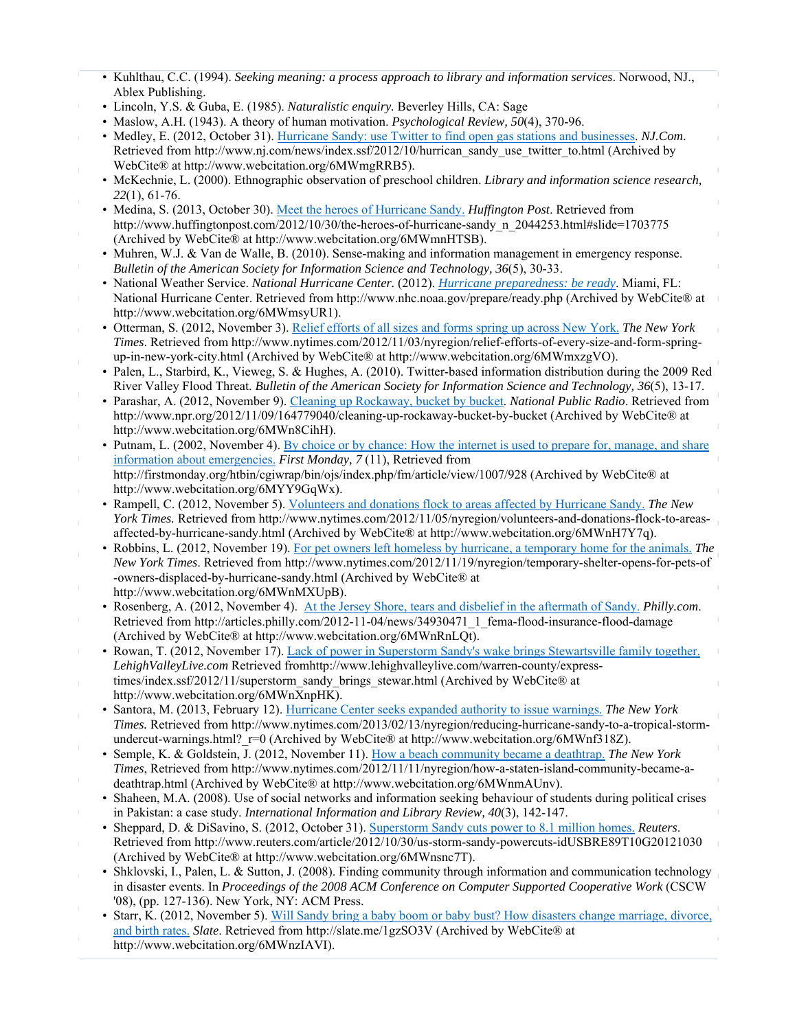- Kuhlthau, C.C. (1994). *Seeking meaning: a process approach to library and information services*. Norwood, NJ., Ablex Publishing.
- Lincoln, Y.S. & Guba, E. (1985). *Naturalistic enquiry.* Beverley Hills, CA: Sage
- Maslow, A.H. (1943). A theory of human motivation. *Psychological Review, 50*(4), 370-96.
- Medley, E. (2012, October 31). [Hurricane Sandy: use Twitter to find open gas stations and businesses](http://www.nj.com/news/index.ssf/2012/10/hurrican_sandy_use_twitter_to.html). *NJ.Com*. Retrieved from http://www.nj.com/news/index.ssf/2012/10/hurrican_sandy_use_twitter_to.html (Archived by WebCite® at http://www.webcitation.org/6MWmgRRB5).
- McKechnie, L. (2000). Ethnographic observation of preschool children. *Library and information science research, 22*(1), 61-76.
- Medina, S. (2013, October 30). [Meet the heroes of Hurricane Sandy.](http://www.huffingtonpost.com/2012/10/30/the-heroes-of-hurricane-sandy_n_2044253.html#slide=1703775) *Huffington Post*. Retrieved from http://www.huffingtonpost.com/2012/10/30/the-heroes-of-hurricane-sandy_n_2044253.html#slide=1703775 (Archived by WebCite® at http://www.webcitation.org/6MWmnHTSB).
- Muhren, W.J. & Van de Walle, B. (2010). Sense-making and information management in emergency response. *Bulletin of the American Society for Information Science and Technology, 36*(5), 30-33.
- National Weather Service. *National Hurricane Center.* (2012). [*Hurricane preparedness: be ready*](http://www.nhc.noaa.gov/prepare/ready.php). Miami, FL: National Hurricane Center. Retrieved from http://www.nhc.noaa.gov/prepare/ready.php (Archived by WebCite® at http://www.webcitation.org/6MWmsyUR1).
- Otterman, S. (2012, November 3). [Relief efforts of all sizes and forms spring up across New York.](http://www.nytimes.com/2012/11/03/nyregion/relief-efforts-of-every-size-and-form-spring-up-in-new-york-city.html) *The New York Times*. Retrieved from http://www.nytimes.com/2012/11/03/nyregion/relief-efforts-of-every-size-and-form-spring-up-in-new-york-city.html (Archived by WebCite® at http://www.webcitation.org/6MWmxzgVO).
- Palen, L., Starbird, K., Vieweg, S. & Hughes, A. (2010). Twitter-based information distribution during the 2009 Red River Valley Flood Threat. *Bulletin of the American Society for Information Science and Technology, 36*(5), 13-17.
- Parashar, A. (2012, November 9). [Cleaning up Rockaway, bucket by bucket](http://www.npr.org/2012/11/09/164779040/cleaning-up-rockaway-bucket-by-bucket). *National Public Radio*. Retrieved from http://www.npr.org/2012/11/09/164779040/cleaning-up-rockaway-bucket-by-bucket (Archived by WebCite® at http://www.webcitation.org/6MWn8CihH).
- Putnam, L. (2002, November 4). [By choice or by chance: How the internet is used to prepare for, manage, and share information about emergencies.](http://firstmonday.org/htbin/cgiwrap/bin/ojs/index.php/fm/article/view/1007/928) *First Monday, 7* (11), Retrieved from http://firstmonday.org/htbin/cgiwrap/bin/ojs/index.php/fm/article/view/1007/928 (Archived by WebCite® at http://www.webcitation.org/6MYY9GqWx).
- Rampell, C. (2012, November 5). [Volunteers and donations flock to areas affected by Hurricane Sandy.](http://www.nytimes.com/2012/11/05/nyregion/volunteers-and-donations-flock-to-areas-affected-by-hurricane-sandy.html) *The New York Times.* Retrieved from http://www.nytimes.com/2012/11/05/nyregion/volunteers-and-donations-flock-to-areas-affected-by-hurricane-sandy.html (Archived by WebCite® at http://www.webcitation.org/6MWnH7Y7q).
- Robbins, L. (2012, November 19). [For pet owners left homeless by hurricane, a temporary home for the animals.](http://www.nytimes.com/2012/11/19/nyregion/temporary-shelter-opens-for-pets-of-owners-displaced-by-hurricane-sandy.html) *The New York Times*. Retrieved from http://www.nytimes.com/2012/11/19/nyregion/temporary-shelter-opens-for-pets-of-owners-displaced-by-hurricane-sandy.html (Archived by WebCite® at http://www.webcitation.org/6MWnMXUpB).
- Rosenberg, A. (2012, November 4). [At the Jersey Shore, tears and disbelief in the aftermath of Sandy.](http://articles.philly.com/2012-11-04/news/34930471_1_fema-flood-insurance-flood-damage) *Philly.com*. Retrieved from http://articles.philly.com/2012-11-04/news/34930471_1_fema-flood-insurance-flood-damage (Archived by WebCite® at http://www.webcitation.org/6MWnRnLQt).
- Rowan, T. (2012, November 17). [Lack of power in Superstorm Sandy's wake brings Stewartsville family together.](http://www.lehighvalleylive.com/warren-county/express-times/index.ssf/2012/11/superstorm_sandy_brings_stewar.html) *LehighValleyLive.com* Retrieved fromhttp://www.lehighvalleylive.com/warren-county/express-times/index.ssf/2012/11/superstorm_sandy_brings_stewar.html (Archived by WebCite® at http://www.webcitation.org/6MWnXnpHK).
- Santora, M. (2013, February 12). [Hurricane Center seeks expanded authority to issue warnings.](http://www.nytimes.com/2013/02/13/nyregion/reducing-hurricane-sandy-to-a-tropical-storm-undercut-warnings.html?_r=0) *The New York Times.* Retrieved from http://www.nytimes.com/2013/02/13/nyregion/reducing-hurricane-sandy-to-a-tropical-storm-undercut-warnings.html?_r=0 (Archived by WebCite® at http://www.webcitation.org/6MWnf318Z).
- Semple, K. & Goldstein, J. (2012, November 11). [How a beach community became a deathtrap.](http://www.nytimes.com/2012/11/11/nyregion/how-a-staten-island-community-became-a-deathtrap.html) *The New York Times*, Retrieved from http://www.nytimes.com/2012/11/11/nyregion/how-a-staten-island-community-became-a-deathtrap.html (Archived by WebCite® at http://www.webcitation.org/6MWnmAUnv).
- Shaheen, M.A. (2008). Use of social networks and information seeking behaviour of students during political crises in Pakistan: a case study. *International Information and Library Review, 40*(3), 142-147.
- Sheppard, D. & DiSavino, S. (2012, October 31). [Superstorm Sandy cuts power to 8.1 million homes.](http://www.reuters.com/article/2012/10/30/us-storm-sandy-powercuts-idUSBRE89T10G20121030) *Reuters*. Retrieved from http://www.reuters.com/article/2012/10/30/us-storm-sandy-powercuts-idUSBRE89T10G20121030 (Archived by WebCite® at http://www.webcitation.org/6MWnsnc7T).
- Shklovski, I., Palen, L. & Sutton, J. (2008). Finding community through information and communication technology in disaster events. In *Proceedings of the 2008 ACM Conference on Computer Supported Cooperative Work* (CSCW '08), (pp. 127-136). New York, NY: ACM Press.
- Starr, K. (2012, November 5). [Will Sandy bring a baby boom or baby bust? How disasters change marriage, divorce, and birth rates.](http://slate.me/1gzSO3V) *Slate*. Retrieved from http://slate.me/1gzSO3V (Archived by WebCite® at http://www.webcitation.org/6MWnzIAVI).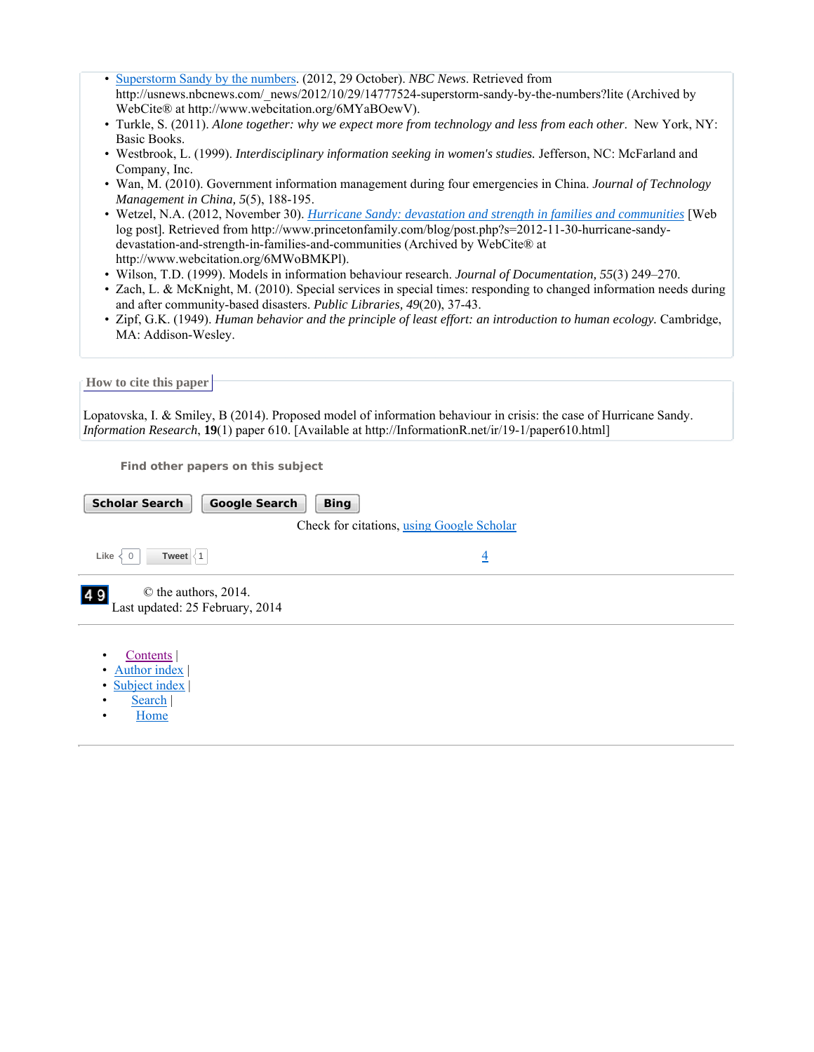- Superstorm Sandy by the numbers. (2012, 29 October). *NBC News*. Retrieved from http://usnews.nbcnews.com/_news/2012/10/29/14777524-superstorm-sandy-by-the-numbers?lite (Archived by WebCite® at http://www.webcitation.org/6MYaBOewV).
- Turkle, S. (2011). *Alone together: why we expect more from technology and less from each other*. New York, NY: Basic Books.
- Westbrook, L. (1999). *Interdisciplinary information seeking in women's studies.* Jefferson, NC: McFarland and Company, Inc.
- Wan, M. (2010). Government information management during four emergencies in China. *Journal of Technology Management in China, 5*(5), 188-195.
- Wetzel, N.A. (2012, November 30). *Hurricane Sandy: devastation and strength in families and communities* [Web log post]. Retrieved from http://www.princetonfamily.com/blog/post.php?s=2012-11-30-hurricane-sandy-devastation-and-strength-in-families-and-communities (Archived by WebCite® at http://www.webcitation.org/6MWoBMKPl).
- Wilson, T.D. (1999). Models in information behaviour research. *Journal of Documentation, 55*(3) 249–270.
- Zach, L. & McKnight, M. (2010). Special services in special times: responding to changed information needs during and after community-based disasters. *Public Libraries, 49*(20), 37-43.
- Zipf, G.K. (1949). *Human behavior and the principle of least effort: an introduction to human ecology.* Cambridge, MA: Addison-Wesley.

## How to cite this paper

Lopatovska, I. & Smiley, B (2014). Proposed model of information behaviour in crisis: the case of Hurricane Sandy. *Information Research*, **19**(1) paper 610. [Available at http://InformationR.net/ir/19-1/paper610.html]

Find other papers on this subject

Scholar Search | Google Search | Bing

Check for citations, using Google Scholar

Like 0 Tweet 1

© the authors, 2014.
Last updated: 25 February, 2014

- Contents |
- Author index |
- Subject index |
- Search |
- Home